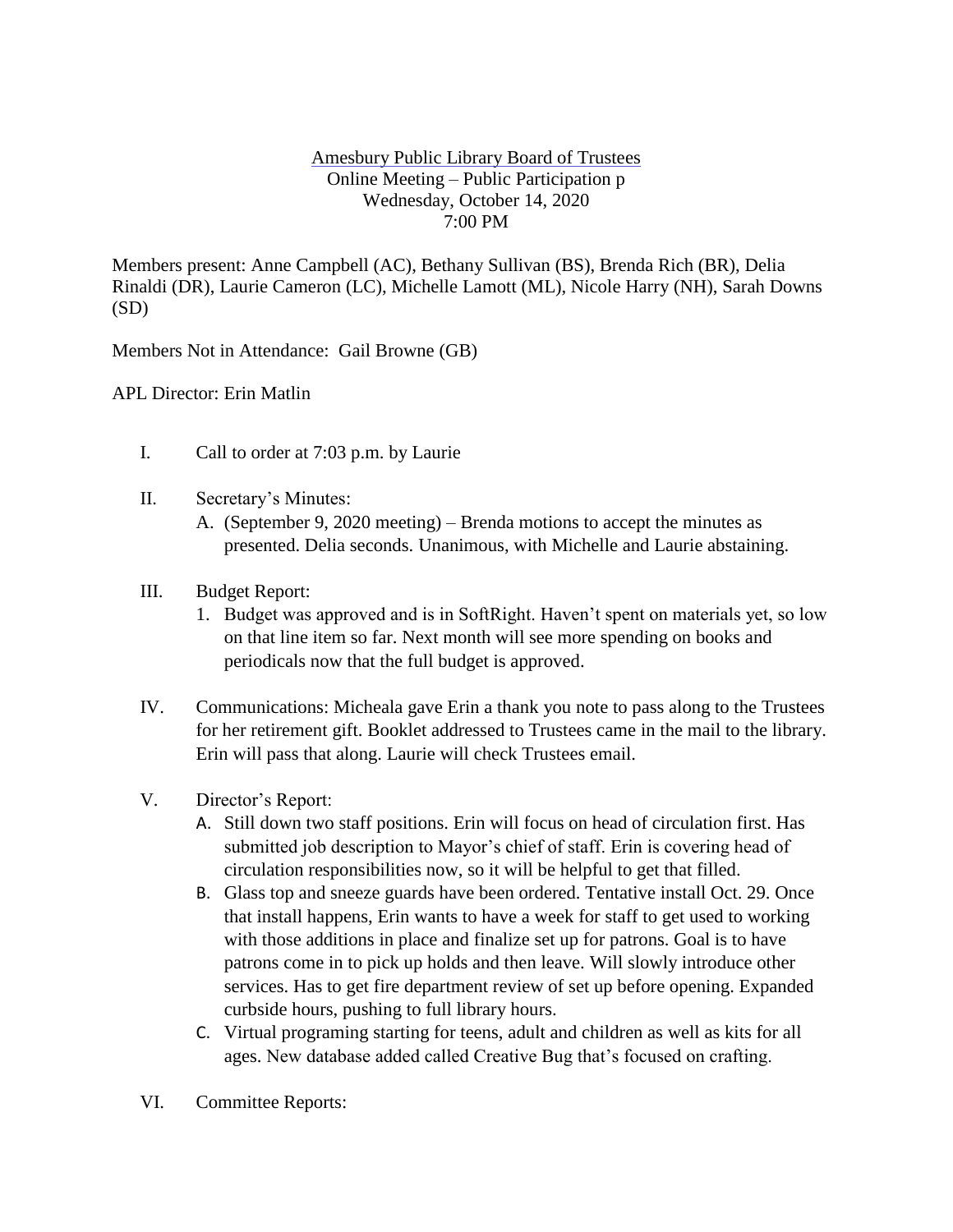Amesbury Public Library Board of Trustees
Online Meeting – Public Participation p
Wednesday, October 14, 2020
7:00 PM

Members present: Anne Campbell (AC), Bethany Sullivan (BS), Brenda Rich (BR), Delia Rinaldi (DR), Laurie Cameron (LC), Michelle Lamott (ML), Nicole Harry (NH), Sarah Downs (SD)

Members Not in Attendance: Gail Browne (GB)

APL Director: Erin Matlin

I. Call to order at 7:03 p.m. by Laurie

II. Secretary's Minutes:
   A. (September 9, 2020 meeting) – Brenda motions to accept the minutes as presented. Delia seconds. Unanimous, with Michelle and Laurie abstaining.

III. Budget Report:
   1. Budget was approved and is in SoftRight. Haven't spent on materials yet, so low on that line item so far. Next month will see more spending on books and periodicals now that the full budget is approved.

IV. Communications: Micheala gave Erin a thank you note to pass along to the Trustees for her retirement gift. Booklet addressed to Trustees came in the mail to the library. Erin will pass that along. Laurie will check Trustees email.

V. Director's Report:
   A. Still down two staff positions. Erin will focus on head of circulation first. Has submitted job description to Mayor's chief of staff. Erin is covering head of circulation responsibilities now, so it will be helpful to get that filled.
   B. Glass top and sneeze guards have been ordered. Tentative install Oct. 29. Once that install happens, Erin wants to have a week for staff to get used to working with those additions in place and finalize set up for patrons. Goal is to have patrons come in to pick up holds and then leave. Will slowly introduce other services. Has to get fire department review of set up before opening. Expanded curbside hours, pushing to full library hours.
   C. Virtual programing starting for teens, adult and children as well as kits for all ages. New database added called Creative Bug that's focused on crafting.

VI. Committee Reports: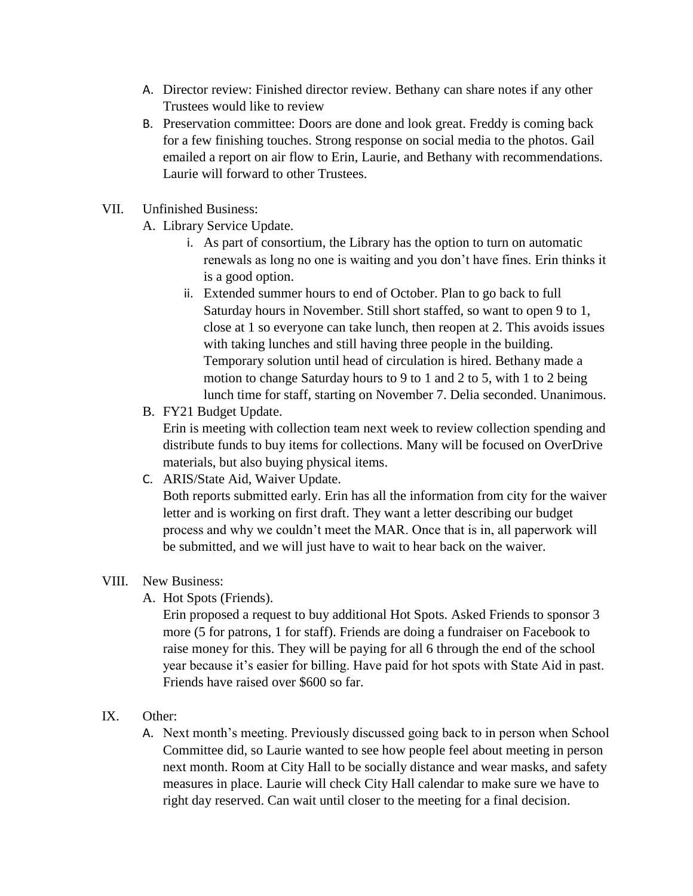A. Director review: Finished director review. Bethany can share notes if any other Trustees would like to review

B. Preservation committee: Doors are done and look great. Freddy is coming back for a few finishing touches. Strong response on social media to the photos. Gail emailed a report on air flow to Erin, Laurie, and Bethany with recommendations. Laurie will forward to other Trustees.

VII. Unfinished Business:

A. Library Service Update.

i. As part of consortium, the Library has the option to turn on automatic renewals as long no one is waiting and you don't have fines. Erin thinks it is a good option.

ii. Extended summer hours to end of October. Plan to go back to full Saturday hours in November. Still short staffed, so want to open 9 to 1, close at 1 so everyone can take lunch, then reopen at 2. This avoids issues with taking lunches and still having three people in the building. Temporary solution until head of circulation is hired. Bethany made a motion to change Saturday hours to 9 to 1 and 2 to 5, with 1 to 2 being lunch time for staff, starting on November 7. Delia seconded. Unanimous.

B. FY21 Budget Update.

Erin is meeting with collection team next week to review collection spending and distribute funds to buy items for collections. Many will be focused on OverDrive materials, but also buying physical items.

C. ARIS/State Aid, Waiver Update.

Both reports submitted early. Erin has all the information from city for the waiver letter and is working on first draft. They want a letter describing our budget process and why we couldn't meet the MAR. Once that is in, all paperwork will be submitted, and we will just have to wait to hear back on the waiver.

VIII. New Business:

A. Hot Spots (Friends).

Erin proposed a request to buy additional Hot Spots. Asked Friends to sponsor 3 more (5 for patrons, 1 for staff). Friends are doing a fundraiser on Facebook to raise money for this. They will be paying for all 6 through the end of the school year because it's easier for billing. Have paid for hot spots with State Aid in past. Friends have raised over $600 so far.

IX. Other:

A. Next month's meeting. Previously discussed going back to in person when School Committee did, so Laurie wanted to see how people feel about meeting in person next month. Room at City Hall to be socially distance and wear masks, and safety measures in place. Laurie will check City Hall calendar to make sure we have to right day reserved. Can wait until closer to the meeting for a final decision.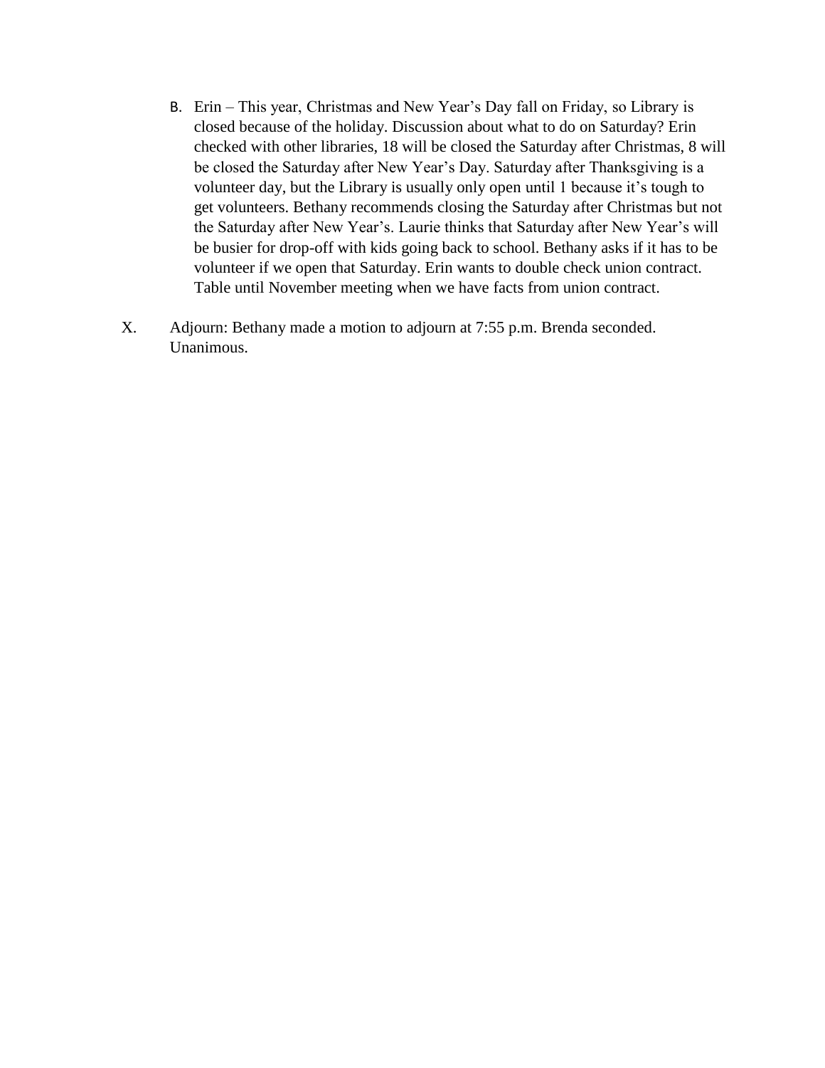B. Erin – This year, Christmas and New Year's Day fall on Friday, so Library is closed because of the holiday. Discussion about what to do on Saturday? Erin checked with other libraries, 18 will be closed the Saturday after Christmas, 8 will be closed the Saturday after New Year's Day. Saturday after Thanksgiving is a volunteer day, but the Library is usually only open until 1 because it's tough to get volunteers. Bethany recommends closing the Saturday after Christmas but not the Saturday after New Year's. Laurie thinks that Saturday after New Year's will be busier for drop-off with kids going back to school. Bethany asks if it has to be volunteer if we open that Saturday. Erin wants to double check union contract. Table until November meeting when we have facts from union contract.

X. Adjourn: Bethany made a motion to adjourn at 7:55 p.m. Brenda seconded. Unanimous.